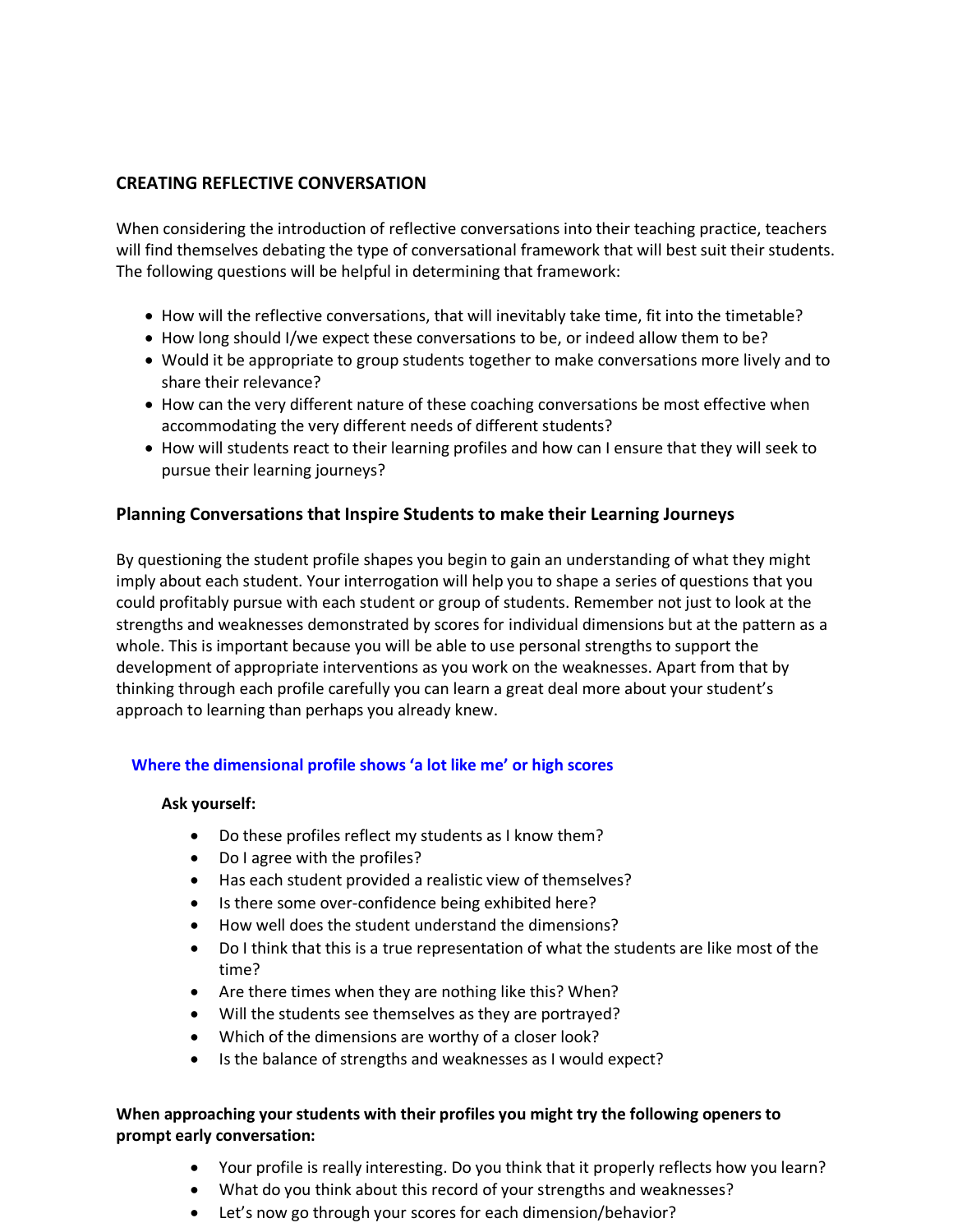## CREATING REFLECTIVE CONVERSATION

When considering the introduction of reflective conversations into their teaching practice, teachers will find themselves debating the type of conversational framework that will best suit their students. The following questions will be helpful in determining that framework:

- How will the reflective conversations, that will inevitably take time, fit into the timetable?
- How long should I/we expect these conversations to be, or indeed allow them to be?
- Would it be appropriate to group students together to make conversations more lively and to share their relevance?
- How can the very different nature of these coaching conversations be most effective when accommodating the very different needs of different students?
- How will students react to their learning profiles and how can I ensure that they will seek to pursue their learning journeys?

### Planning Conversations that Inspire Students to make their Learning Journeys

By questioning the student profile shapes you begin to gain an understanding of what they might imply about each student. Your interrogation will help you to shape a series of questions that you could profitably pursue with each student or group of students. Remember not just to look at the strengths and weaknesses demonstrated by scores for individual dimensions but at the pattern as a whole. This is important because you will be able to use personal strengths to support the development of appropriate interventions as you work on the weaknesses. Apart from that by thinking through each profile carefully you can learn a great deal more about your student's approach to learning than perhaps you already knew.

#### Where the dimensional profile shows 'a lot like me' or high scores

**Ask yourself:**

- Do these profiles reflect my students as I know them?
- Do I agree with the profiles?
- Has each student provided a realistic view of themselves?
- Is there some over-confidence being exhibited here?
- How well does the student understand the dimensions?
- Do I think that this is a true representation of what the students are like most of the time?
- Are there times when they are nothing like this? When?
- Will the students see themselves as they are portrayed?
- Which of the dimensions are worthy of a closer look?
- Is the balance of strengths and weaknesses as I would expect?

**When approaching your students with their profiles you might try the following openers to prompt early conversation:**

- Your profile is really interesting. Do you think that it properly reflects how you learn?
- What do you think about this record of your strengths and weaknesses?
- Let's now go through your scores for each dimension/behavior?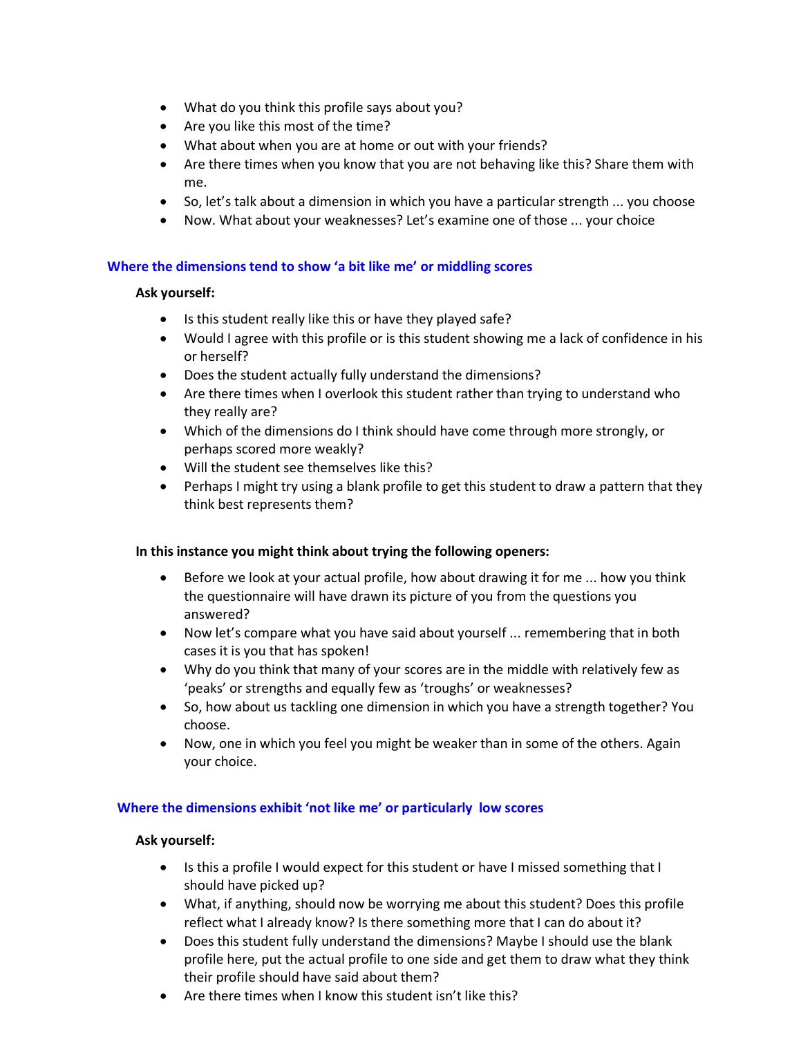- What do you think this profile says about you?
- Are you like this most of the time?
- What about when you are at home or out with your friends?
- Are there times when you know that you are not behaving like this? Share them with me.
- So, let's talk about a dimension in which you have a particular strength ... you choose
- Now. What about your weaknesses? Let's examine one of those ... your choice

### Where the dimensions tend to show 'a bit like me' or middling scores

**Ask yourself:**

- Is this student really like this or have they played safe?
- Would I agree with this profile or is this student showing me a lack of confidence in his or herself?
- Does the student actually fully understand the dimensions?
- Are there times when I overlook this student rather than trying to understand who they really are?
- Which of the dimensions do I think should have come through more strongly, or perhaps scored more weakly?
- Will the student see themselves like this?
- Perhaps I might try using a blank profile to get this student to draw a pattern that they think best represents them?

**In this instance you might think about trying the following openers:**

- Before we look at your actual profile, how about drawing it for me ... how you think the questionnaire will have drawn its picture of you from the questions you answered?
- Now let's compare what you have said about yourself ... remembering that in both cases it is you that has spoken!
- Why do you think that many of your scores are in the middle with relatively few as 'peaks' or strengths and equally few as 'troughs' or weaknesses?
- So, how about us tackling one dimension in which you have a strength together? You choose.
- Now, one in which you feel you might be weaker than in some of the others. Again your choice.

### Where the dimensions exhibit 'not like me' or particularly low scores

**Ask yourself:**

- Is this a profile I would expect for this student or have I missed something that I should have picked up?
- What, if anything, should now be worrying me about this student? Does this profile reflect what I already know? Is there something more that I can do about it?
- Does this student fully understand the dimensions? Maybe I should use the blank profile here, put the actual profile to one side and get them to draw what they think their profile should have said about them?
- Are there times when I know this student isn't like this?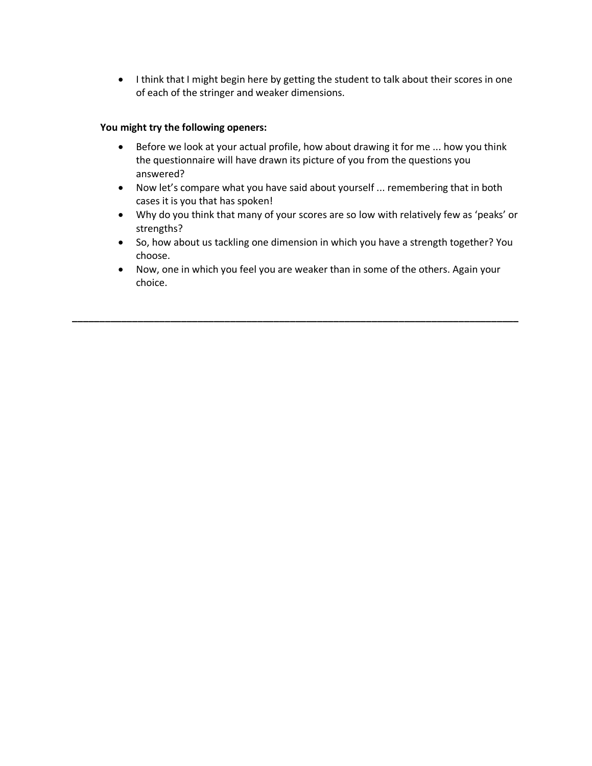- I think that I might begin here by getting the student to talk about their scores in one of each of the stringer and weaker dimensions.

**You might try the following openers:**

- Before we look at your actual profile, how about drawing it for me ... how you think the questionnaire will have drawn its picture of you from the questions you answered?
- Now let's compare what you have said about yourself ... remembering that in both cases it is you that has spoken!
- Why do you think that many of your scores are so low with relatively few as 'peaks' or strengths?
- So, how about us tackling one dimension in which you have a strength together? You choose.
- Now, one in which you feel you are weaker than in some of the others. Again your choice.

---